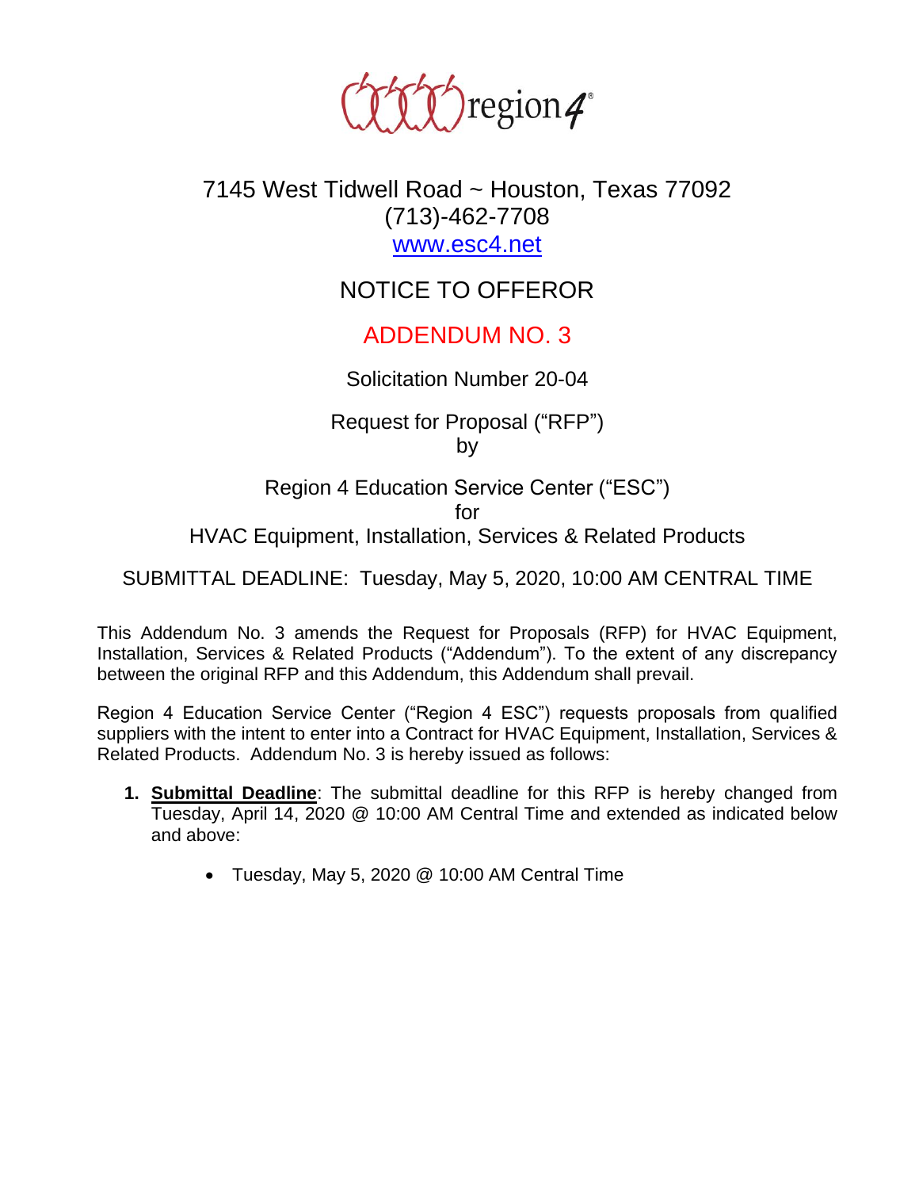region4

7145 West Tidwell Road ~ Houston, Texas 77092
(713)-462-7708
www.esc4.net

# NOTICE TO OFFEROR

# ADDENDUM NO. 3

Solicitation Number 20-04

Request for Proposal ("RFP")
by

Region 4 Education Service Center ("ESC")
for
HVAC Equipment, Installation, Services & Related Products

SUBMITTAL DEADLINE: Tuesday, May 5, 2020, 10:00 AM CENTRAL TIME

This Addendum No. 3 amends the Request for Proposals (RFP) for HVAC Equipment, Installation, Services & Related Products ("Addendum"). To the extent of any discrepancy between the original RFP and this Addendum, this Addendum shall prevail.

Region 4 Education Service Center ("Region 4 ESC") requests proposals from qualified suppliers with the intent to enter into a Contract for HVAC Equipment, Installation, Services & Related Products. Addendum No. 3 is hereby issued as follows:

1. **Submittal Deadline**: The submittal deadline for this RFP is hereby changed from Tuesday, April 14, 2020 @ 10:00 AM Central Time and extended as indicated below and above:

    - Tuesday, May 5, 2020 @ 10:00 AM Central Time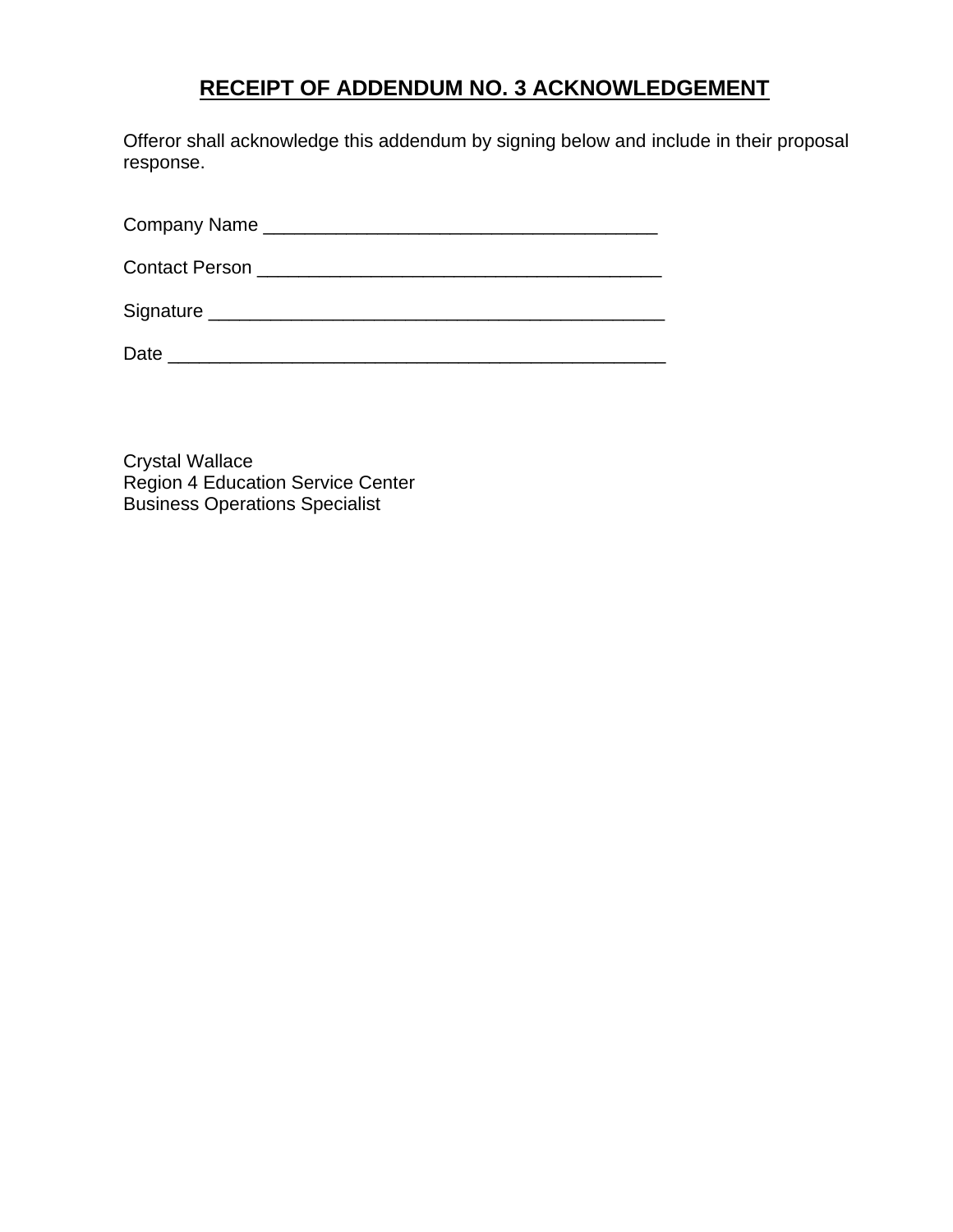## RECEIPT OF ADDENDUM NO. 3 ACKNOWLEDGEMENT

Offeror shall acknowledge this addendum by signing below and include in their proposal response.

Company Name ______________________________________

Contact Person ______________________________________

Signature ____________________________________________

Date ________________________________________________

Crystal Wallace
Region 4 Education Service Center
Business Operations Specialist